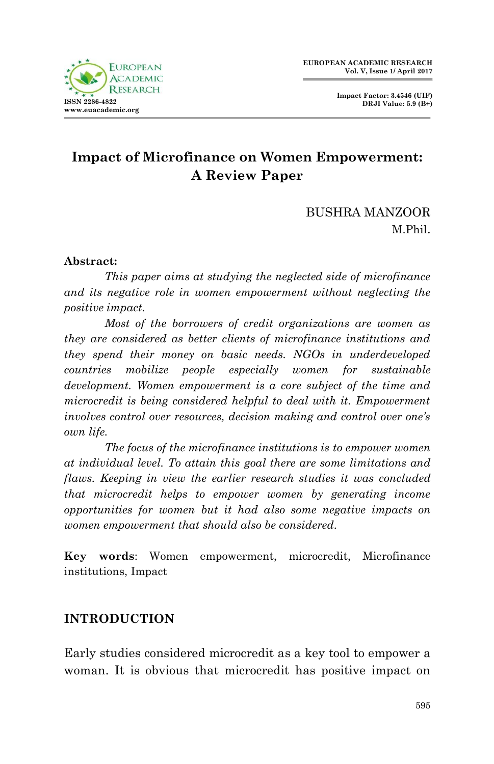# Impact of Microfinance on Women Empowerment: A Review Paper

BUSHRA MANZOOR
M.Phil.

**Abstract:**

*This paper aims at studying the neglected side of microfinance and its negative role in women empowerment without neglecting the positive impact.*

*Most of the borrowers of credit organizations are women as they are considered as better clients of microfinance institutions and they spend their money on basic needs. NGOs in underdeveloped countries mobilize people especially women for sustainable development. Women empowerment is a core subject of the time and microcredit is being considered helpful to deal with it. Empowerment involves control over resources, decision making and control over one's own life.*

*The focus of the microfinance institutions is to empower women at individual level. To attain this goal there are some limitations and flaws. Keeping in view the earlier research studies it was concluded that microcredit helps to empower women by generating income opportunities for women but it had also some negative impacts on women empowerment that should also be considered.*

**Key words**: Women empowerment, microcredit, Microfinance institutions, Impact

## INTRODUCTION

Early studies considered microcredit as a key tool to empower a woman. It is obvious that microcredit has positive impact on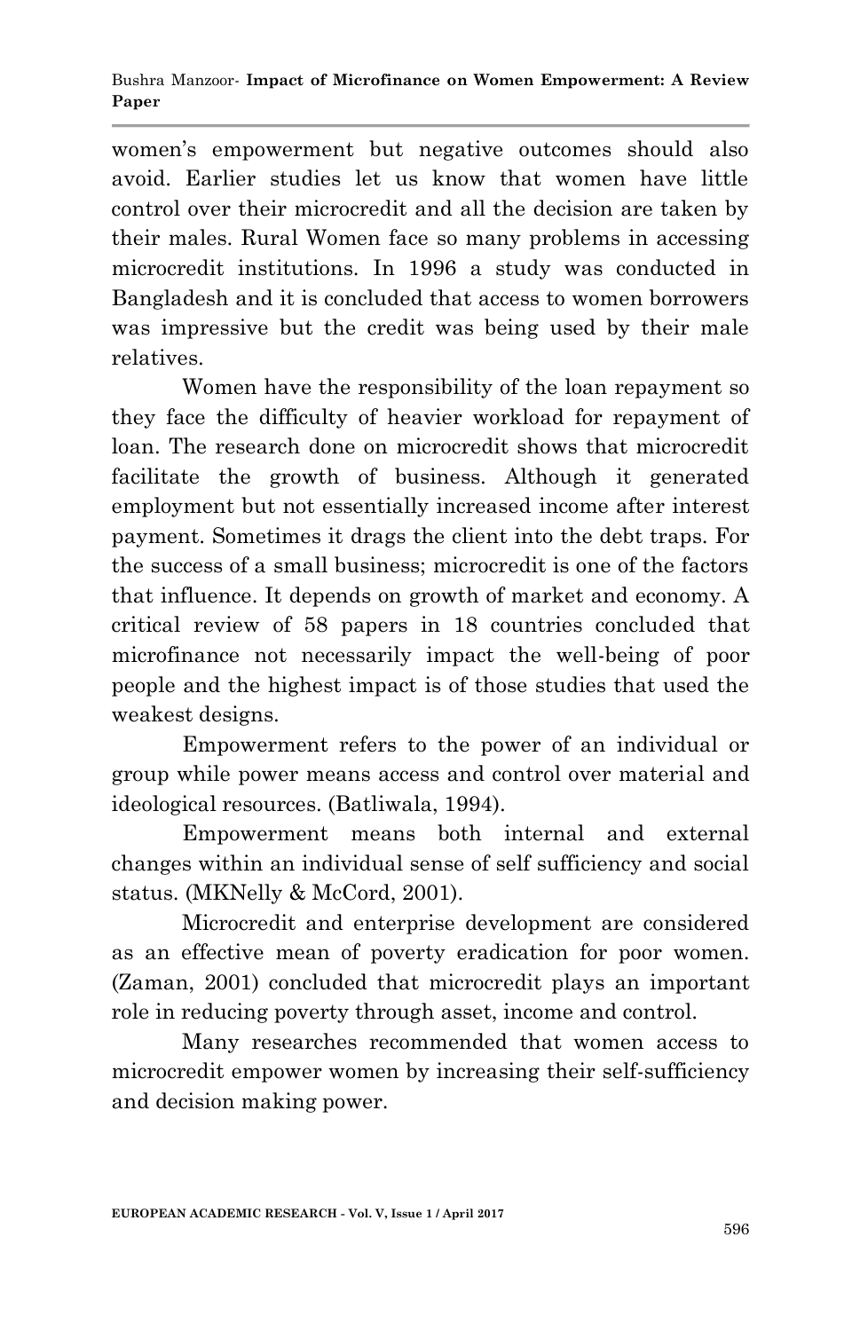women's empowerment but negative outcomes should also avoid. Earlier studies let us know that women have little control over their microcredit and all the decision are taken by their males. Rural Women face so many problems in accessing microcredit institutions. In 1996 a study was conducted in Bangladesh and it is concluded that access to women borrowers was impressive but the credit was being used by their male relatives.

Women have the responsibility of the loan repayment so they face the difficulty of heavier workload for repayment of loan. The research done on microcredit shows that microcredit facilitate the growth of business. Although it generated employment but not essentially increased income after interest payment. Sometimes it drags the client into the debt traps. For the success of a small business; microcredit is one of the factors that influence. It depends on growth of market and economy. A critical review of 58 papers in 18 countries concluded that microfinance not necessarily impact the well-being of poor people and the highest impact is of those studies that used the weakest designs.

Empowerment refers to the power of an individual or group while power means access and control over material and ideological resources. (Batliwala, 1994).

Empowerment means both internal and external changes within an individual sense of self sufficiency and social status. (MKNelly & McCord, 2001).

Microcredit and enterprise development are considered as an effective mean of poverty eradication for poor women. (Zaman, 2001) concluded that microcredit plays an important role in reducing poverty through asset, income and control.

Many researches recommended that women access to microcredit empower women by increasing their self-sufficiency and decision making power.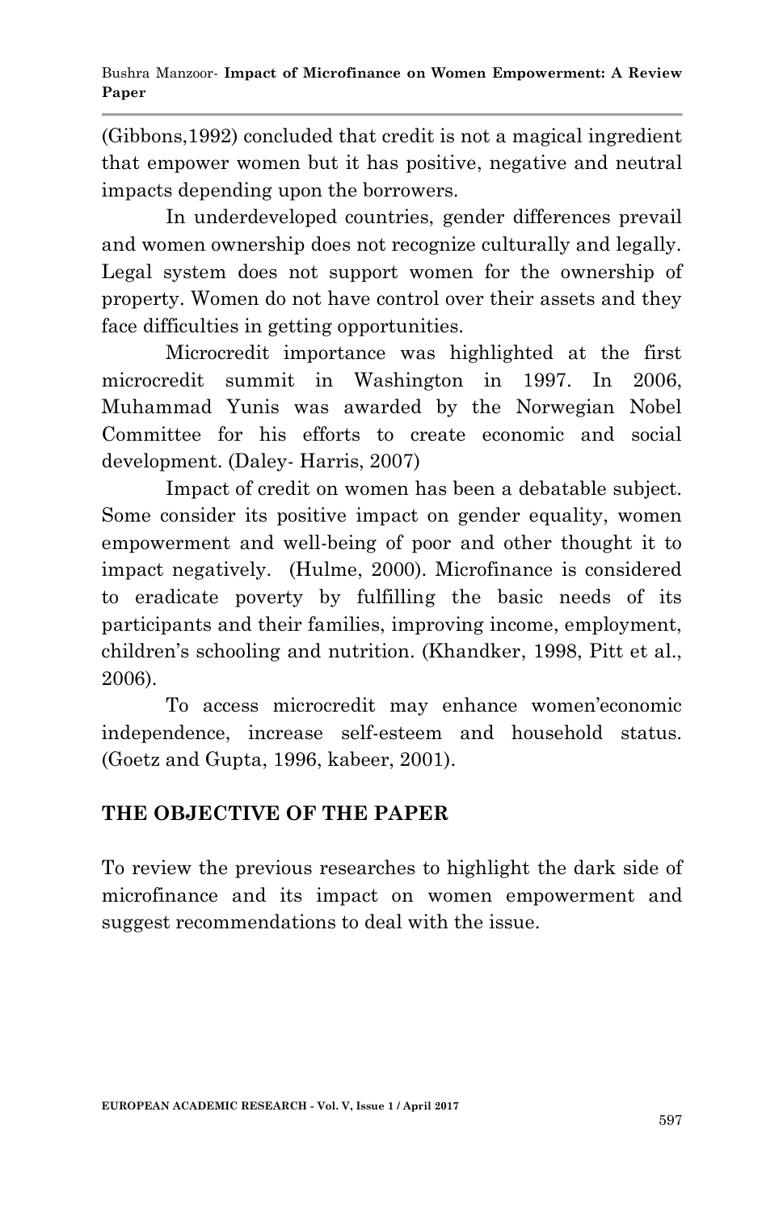(Gibbons,1992) concluded that credit is not a magical ingredient that empower women but it has positive, negative and neutral impacts depending upon the borrowers.

In underdeveloped countries, gender differences prevail and women ownership does not recognize culturally and legally. Legal system does not support women for the ownership of property. Women do not have control over their assets and they face difficulties in getting opportunities.

Microcredit importance was highlighted at the first microcredit summit in Washington in 1997. In 2006, Muhammad Yunis was awarded by the Norwegian Nobel Committee for his efforts to create economic and social development. (Daley- Harris, 2007)

Impact of credit on women has been a debatable subject. Some consider its positive impact on gender equality, women empowerment and well-being of poor and other thought it to impact negatively. (Hulme, 2000). Microfinance is considered to eradicate poverty by fulfilling the basic needs of its participants and their families, improving income, employment, children's schooling and nutrition. (Khandker, 1998, Pitt et al., 2006).

To access microcredit may enhance women'economic independence, increase self-esteem and household status. (Goetz and Gupta, 1996, kabeer, 2001).

## THE OBJECTIVE OF THE PAPER

To review the previous researches to highlight the dark side of microfinance and its impact on women empowerment and suggest recommendations to deal with the issue.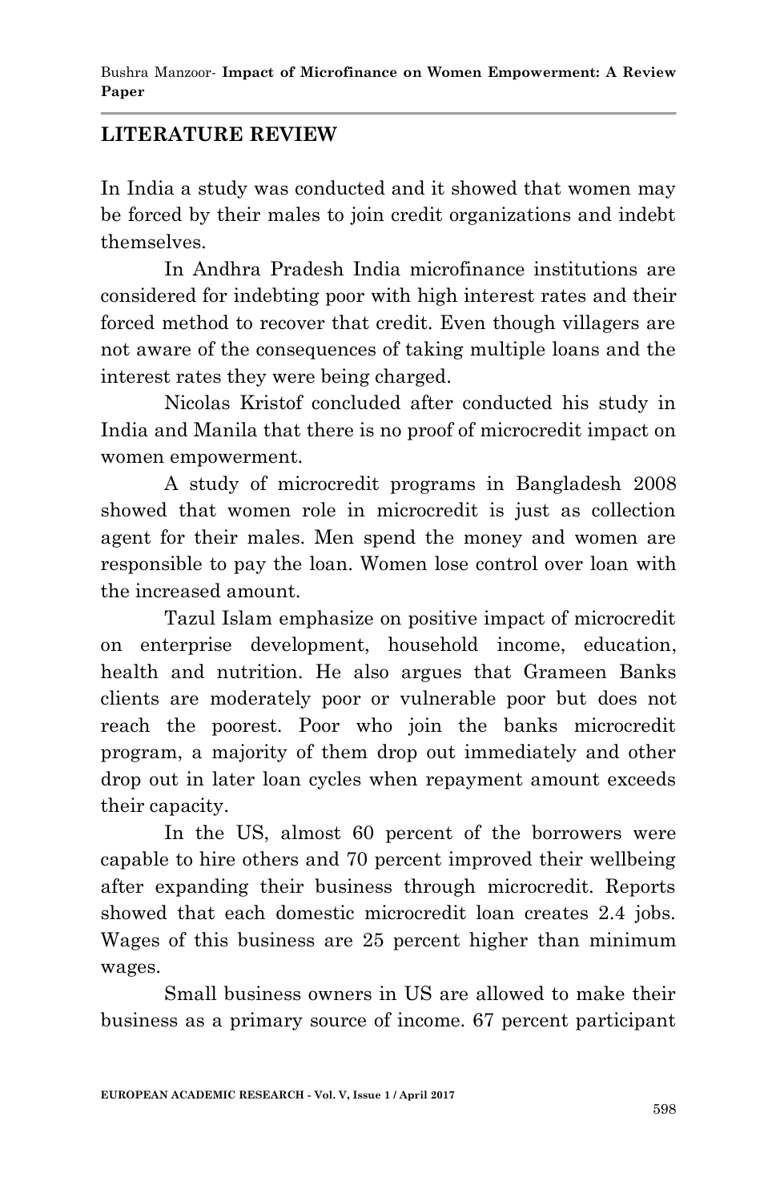## LITERATURE REVIEW

In India a study was conducted and it showed that women may be forced by their males to join credit organizations and indebt themselves.

In Andhra Pradesh India microfinance institutions are considered for indebting poor with high interest rates and their forced method to recover that credit. Even though villagers are not aware of the consequences of taking multiple loans and the interest rates they were being charged.

Nicolas Kristof concluded after conducted his study in India and Manila that there is no proof of microcredit impact on women empowerment.

A study of microcredit programs in Bangladesh 2008 showed that women role in microcredit is just as collection agent for their males. Men spend the money and women are responsible to pay the loan. Women lose control over loan with the increased amount.

Tazul Islam emphasize on positive impact of microcredit on enterprise development, household income, education, health and nutrition. He also argues that Grameen Banks clients are moderately poor or vulnerable poor but does not reach the poorest. Poor who join the banks microcredit program, a majority of them drop out immediately and other drop out in later loan cycles when repayment amount exceeds their capacity.

In the US, almost 60 percent of the borrowers were capable to hire others and 70 percent improved their wellbeing after expanding their business through microcredit. Reports showed that each domestic microcredit loan creates 2.4 jobs. Wages of this business are 25 percent higher than minimum wages.

Small business owners in US are allowed to make their business as a primary source of income. 67 percent participant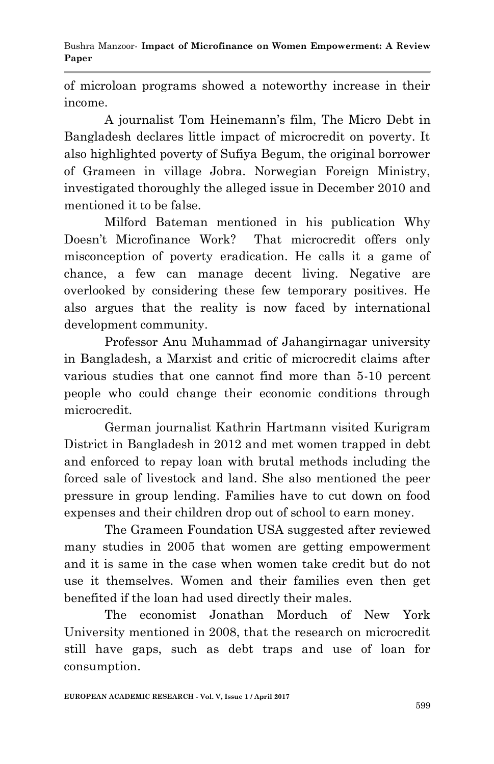of microloan programs showed a noteworthy increase in their income.

A journalist Tom Heinemann's film, The Micro Debt in Bangladesh declares little impact of microcredit on poverty. It also highlighted poverty of Sufiya Begum, the original borrower of Grameen in village Jobra. Norwegian Foreign Ministry, investigated thoroughly the alleged issue in December 2010 and mentioned it to be false.

Milford Bateman mentioned in his publication Why Doesn't Microfinance Work? That microcredit offers only misconception of poverty eradication. He calls it a game of chance, a few can manage decent living. Negative are overlooked by considering these few temporary positives. He also argues that the reality is now faced by international development community.

Professor Anu Muhammad of Jahangirnagar university in Bangladesh, a Marxist and critic of microcredit claims after various studies that one cannot find more than 5-10 percent people who could change their economic conditions through microcredit.

German journalist Kathrin Hartmann visited Kurigram District in Bangladesh in 2012 and met women trapped in debt and enforced to repay loan with brutal methods including the forced sale of livestock and land. She also mentioned the peer pressure in group lending. Families have to cut down on food expenses and their children drop out of school to earn money.

The Grameen Foundation USA suggested after reviewed many studies in 2005 that women are getting empowerment and it is same in the case when women take credit but do not use it themselves. Women and their families even then get benefited if the loan had used directly their males.

The economist Jonathan Morduch of New York University mentioned in 2008, that the research on microcredit still have gaps, such as debt traps and use of loan for consumption.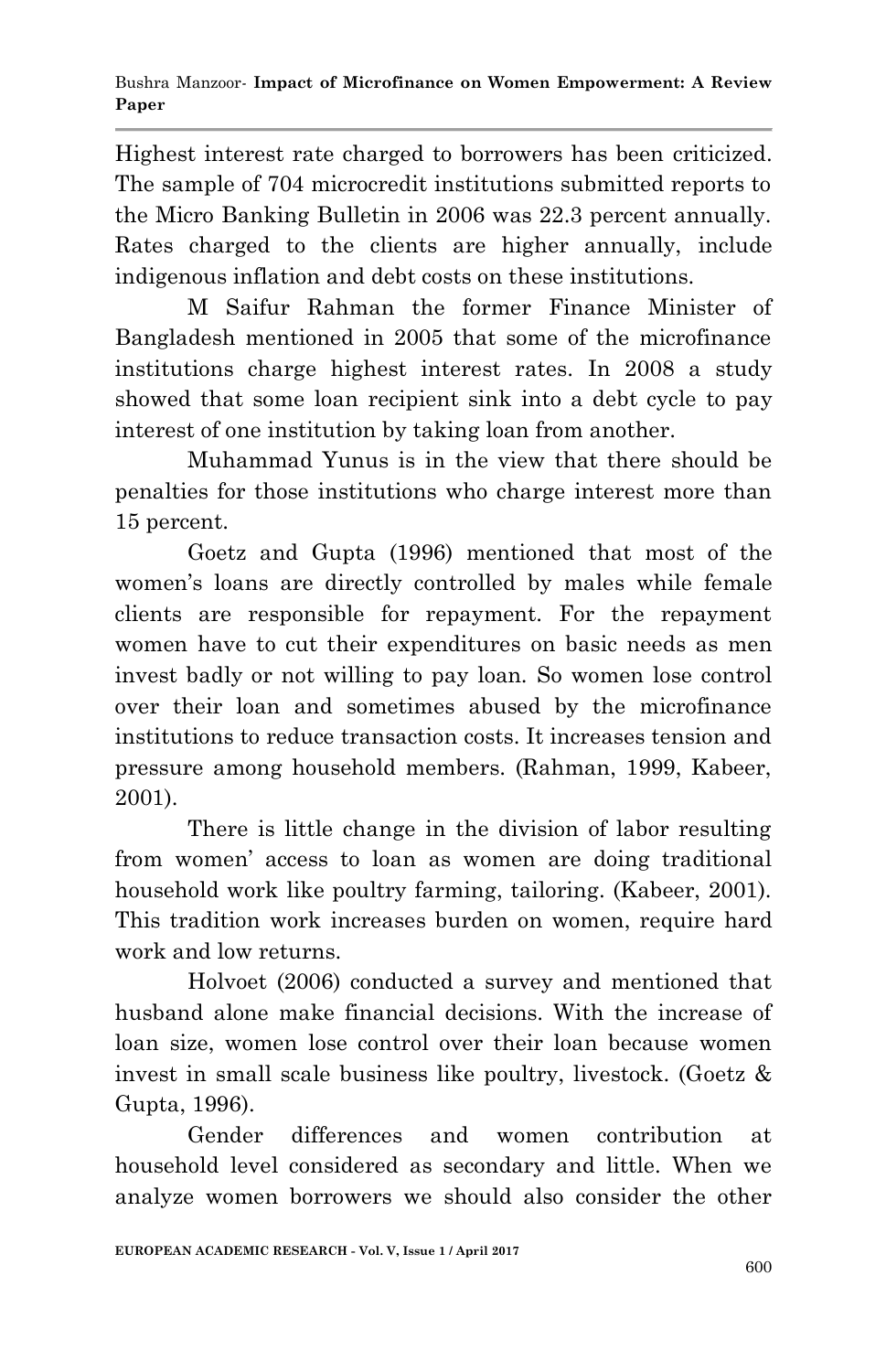Highest interest rate charged to borrowers has been criticized. The sample of 704 microcredit institutions submitted reports to the Micro Banking Bulletin in 2006 was 22.3 percent annually. Rates charged to the clients are higher annually, include indigenous inflation and debt costs on these institutions.

M Saifur Rahman the former Finance Minister of Bangladesh mentioned in 2005 that some of the microfinance institutions charge highest interest rates. In 2008 a study showed that some loan recipient sink into a debt cycle to pay interest of one institution by taking loan from another.

Muhammad Yunus is in the view that there should be penalties for those institutions who charge interest more than 15 percent.

Goetz and Gupta (1996) mentioned that most of the women's loans are directly controlled by males while female clients are responsible for repayment. For the repayment women have to cut their expenditures on basic needs as men invest badly or not willing to pay loan. So women lose control over their loan and sometimes abused by the microfinance institutions to reduce transaction costs. It increases tension and pressure among household members. (Rahman, 1999, Kabeer, 2001).

There is little change in the division of labor resulting from women' access to loan as women are doing traditional household work like poultry farming, tailoring. (Kabeer, 2001). This tradition work increases burden on women, require hard work and low returns.

Holvoet (2006) conducted a survey and mentioned that husband alone make financial decisions. With the increase of loan size, women lose control over their loan because women invest in small scale business like poultry, livestock. (Goetz & Gupta, 1996).

Gender differences and women contribution at household level considered as secondary and little. When we analyze women borrowers we should also consider the other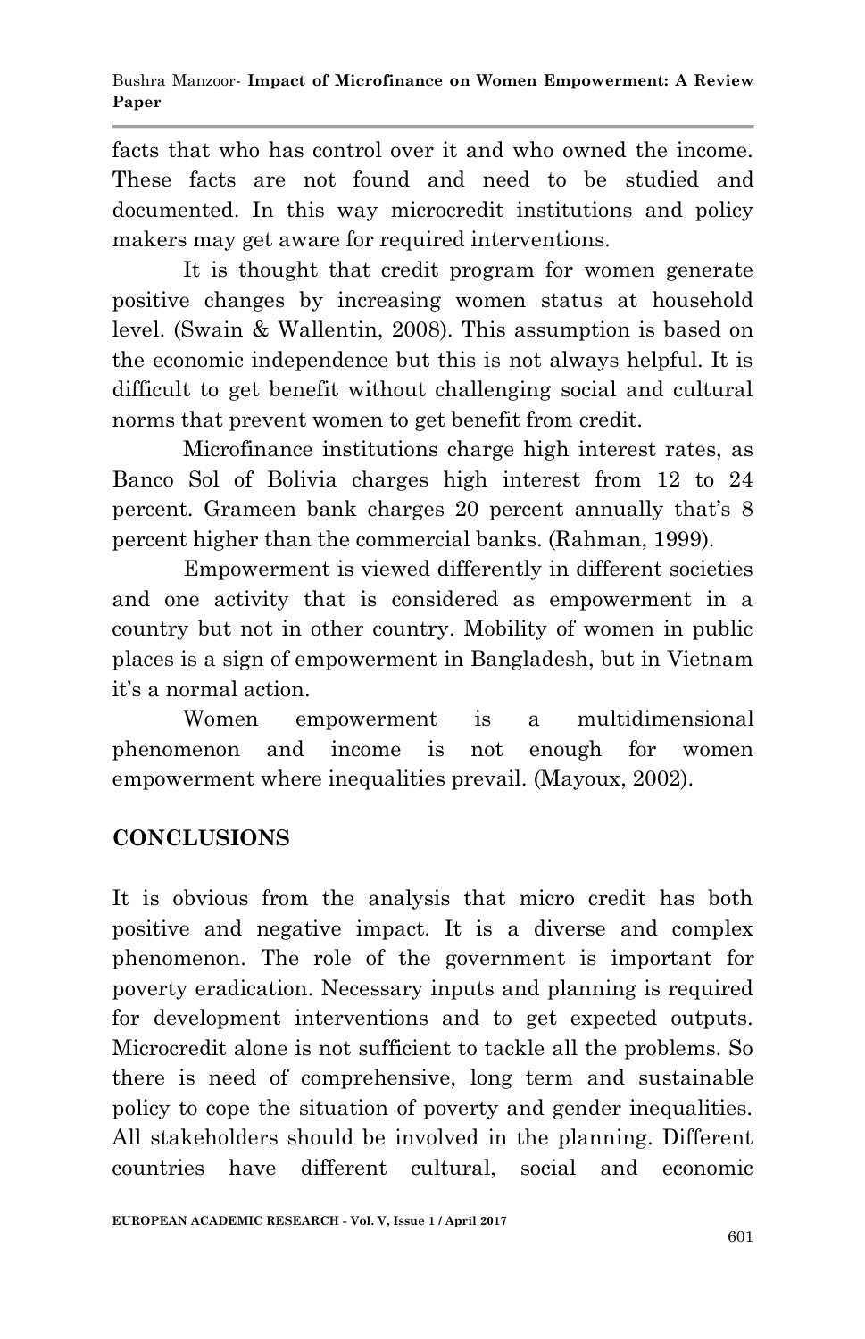facts that who has control over it and who owned the income. These facts are not found and need to be studied and documented. In this way microcredit institutions and policy makers may get aware for required interventions.

It is thought that credit program for women generate positive changes by increasing women status at household level. (Swain & Wallentin, 2008). This assumption is based on the economic independence but this is not always helpful. It is difficult to get benefit without challenging social and cultural norms that prevent women to get benefit from credit.

Microfinance institutions charge high interest rates, as Banco Sol of Bolivia charges high interest from 12 to 24 percent. Grameen bank charges 20 percent annually that's 8 percent higher than the commercial banks. (Rahman, 1999).

Empowerment is viewed differently in different societies and one activity that is considered as empowerment in a country but not in other country. Mobility of women in public places is a sign of empowerment in Bangladesh, but in Vietnam it's a normal action.

Women empowerment is a multidimensional phenomenon and income is not enough for women empowerment where inequalities prevail. (Mayoux, 2002).

## CONCLUSIONS

It is obvious from the analysis that micro credit has both positive and negative impact. It is a diverse and complex phenomenon. The role of the government is important for poverty eradication. Necessary inputs and planning is required for development interventions and to get expected outputs. Microcredit alone is not sufficient to tackle all the problems. So there is need of comprehensive, long term and sustainable policy to cope the situation of poverty and gender inequalities. All stakeholders should be involved in the planning. Different countries have different cultural, social and economic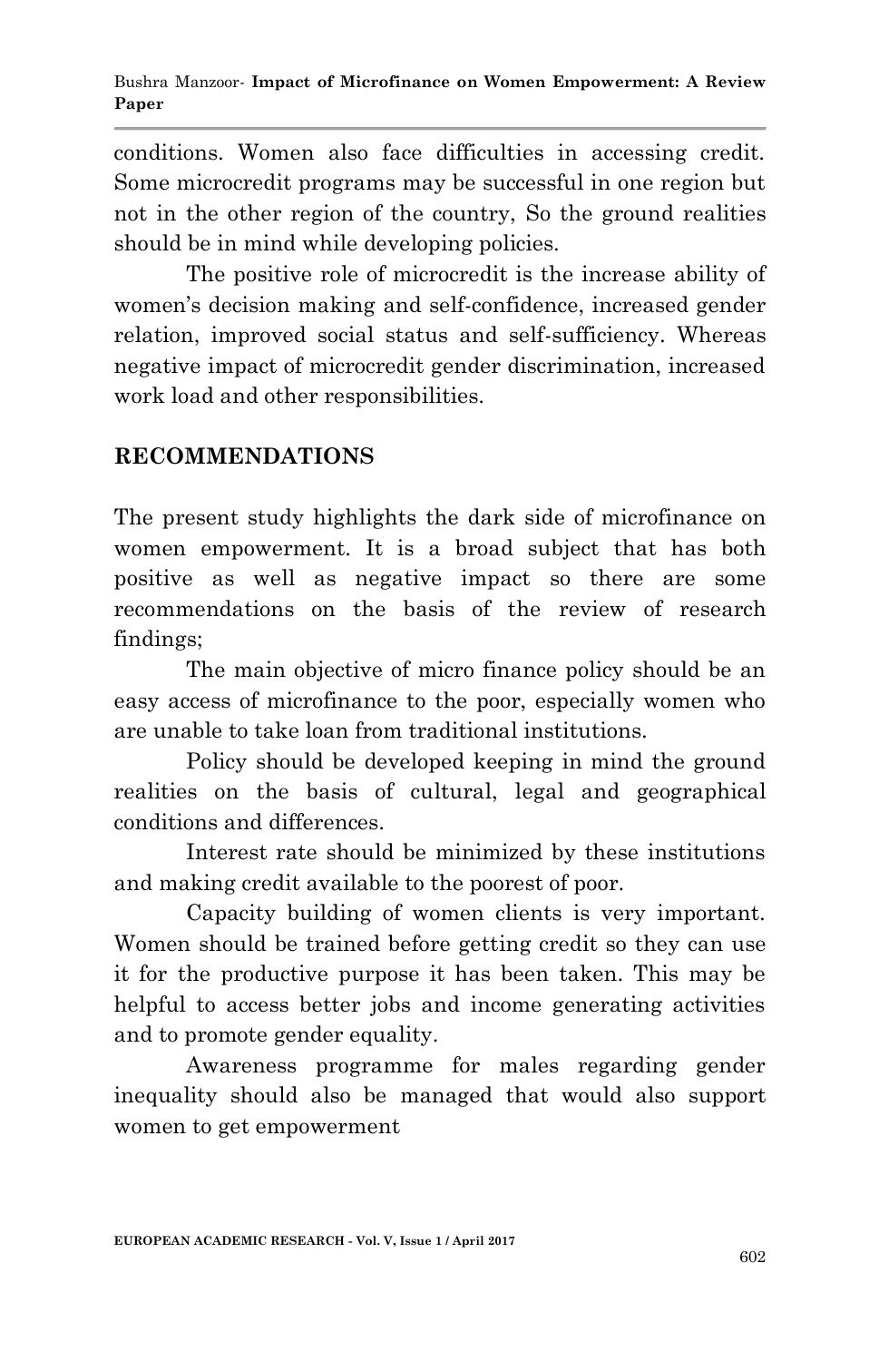conditions. Women also face difficulties in accessing credit. Some microcredit programs may be successful in one region but not in the other region of the country, So the ground realities should be in mind while developing policies.

The positive role of microcredit is the increase ability of women's decision making and self-confidence, increased gender relation, improved social status and self-sufficiency. Whereas negative impact of microcredit gender discrimination, increased work load and other responsibilities.

## RECOMMENDATIONS

The present study highlights the dark side of microfinance on women empowerment. It is a broad subject that has both positive as well as negative impact so there are some recommendations on the basis of the review of research findings;

The main objective of micro finance policy should be an easy access of microfinance to the poor, especially women who are unable to take loan from traditional institutions.

Policy should be developed keeping in mind the ground realities on the basis of cultural, legal and geographical conditions and differences.

Interest rate should be minimized by these institutions and making credit available to the poorest of poor.

Capacity building of women clients is very important. Women should be trained before getting credit so they can use it for the productive purpose it has been taken. This may be helpful to access better jobs and income generating activities and to promote gender equality.

Awareness programme for males regarding gender inequality should also be managed that would also support women to get empowerment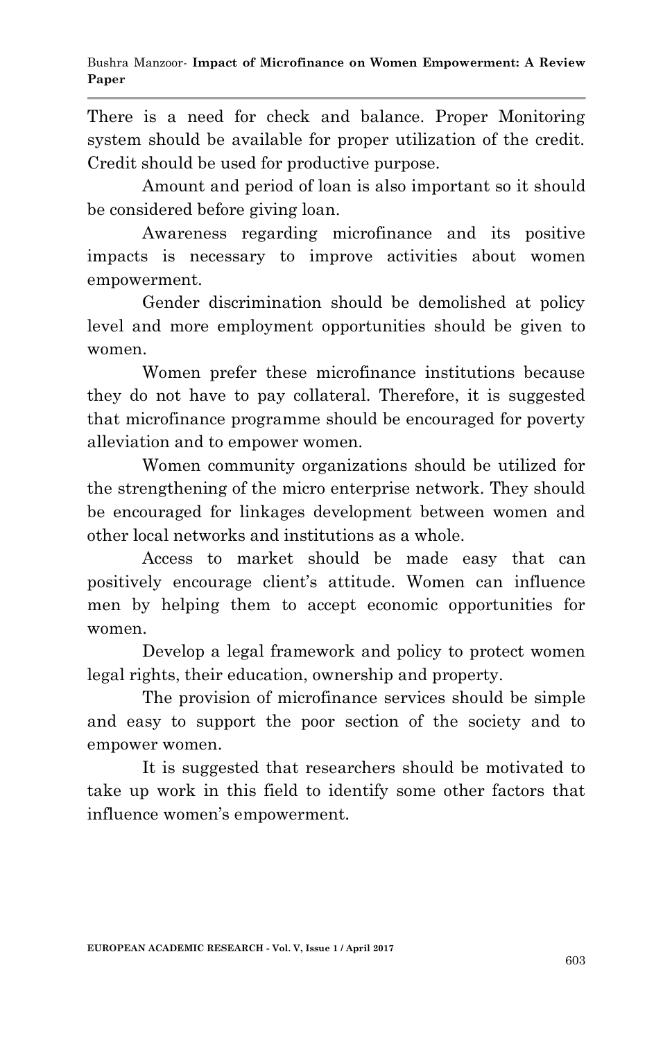There is a need for check and balance. Proper Monitoring system should be available for proper utilization of the credit. Credit should be used for productive purpose.

Amount and period of loan is also important so it should be considered before giving loan.

Awareness regarding microfinance and its positive impacts is necessary to improve activities about women empowerment.

Gender discrimination should be demolished at policy level and more employment opportunities should be given to women.

Women prefer these microfinance institutions because they do not have to pay collateral. Therefore, it is suggested that microfinance programme should be encouraged for poverty alleviation and to empower women.

Women community organizations should be utilized for the strengthening of the micro enterprise network. They should be encouraged for linkages development between women and other local networks and institutions as a whole.

Access to market should be made easy that can positively encourage client's attitude. Women can influence men by helping them to accept economic opportunities for women.

Develop a legal framework and policy to protect women legal rights, their education, ownership and property.

The provision of microfinance services should be simple and easy to support the poor section of the society and to empower women.

It is suggested that researchers should be motivated to take up work in this field to identify some other factors that influence women's empowerment.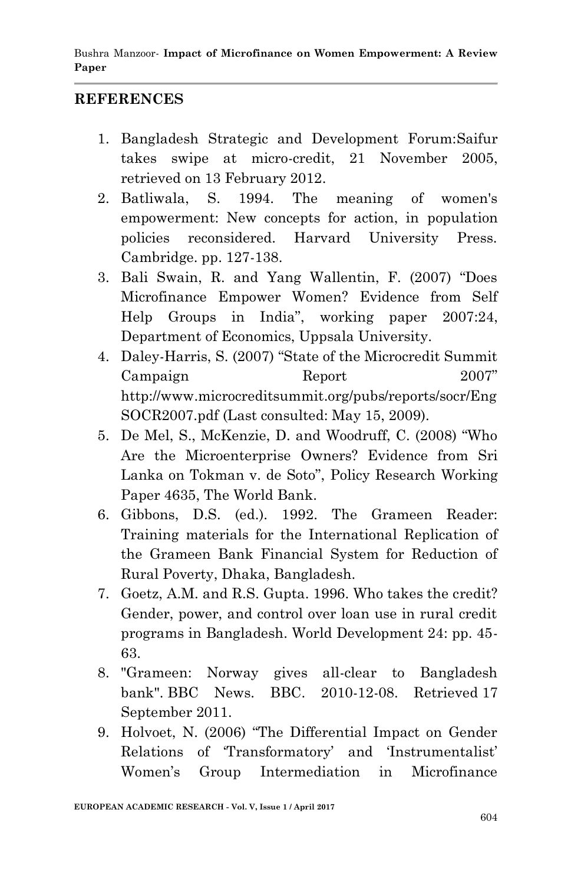## REFERENCES

1. Bangladesh Strategic and Development Forum:Saifur takes swipe at micro-credit, 21 November 2005, retrieved on 13 February 2012.
2. Batliwala, S. 1994. The meaning of women's empowerment: New concepts for action, in population policies reconsidered. Harvard University Press. Cambridge. pp. 127-138.
3. Bali Swain, R. and Yang Wallentin, F. (2007) "Does Microfinance Empower Women? Evidence from Self Help Groups in India", working paper 2007:24, Department of Economics, Uppsala University.
4. Daley-Harris, S. (2007) "State of the Microcredit Summit Campaign Report 2007" http://www.microcreditsummit.org/pubs/reports/socr/EngSOCR2007.pdf (Last consulted: May 15, 2009).
5. De Mel, S., McKenzie, D. and Woodruff, C. (2008) "Who Are the Microenterprise Owners? Evidence from Sri Lanka on Tokman v. de Soto", Policy Research Working Paper 4635, The World Bank.
6. Gibbons, D.S. (ed.). 1992. The Grameen Reader: Training materials for the International Replication of the Grameen Bank Financial System for Reduction of Rural Poverty, Dhaka, Bangladesh.
7. Goetz, A.M. and R.S. Gupta. 1996. Who takes the credit? Gender, power, and control over loan use in rural credit programs in Bangladesh. World Development 24: pp. 45-63.
8. "Grameen: Norway gives all-clear to Bangladesh bank". BBC News. BBC. 2010-12-08. Retrieved 17 September 2011.
9. Holvoet, N. (2006) "The Differential Impact on Gender Relations of 'Transformatory' and 'Instrumentalist' Women's Group Intermediation in Microfinance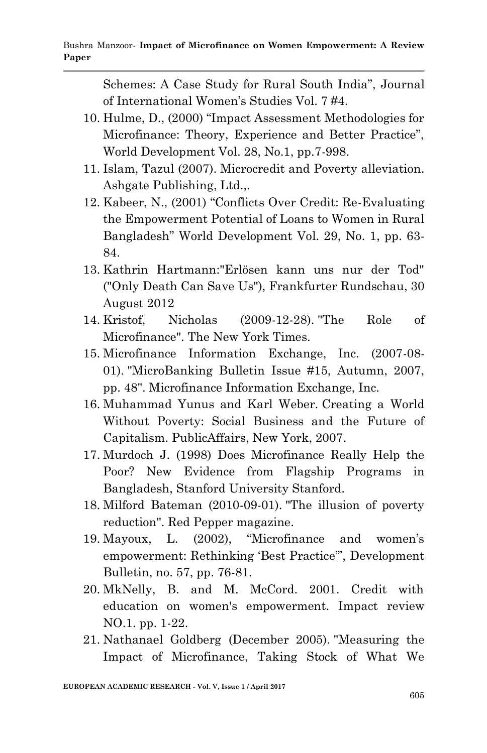Schemes: A Case Study for Rural South India", Journal of International Women's Studies Vol. 7 #4.

10. Hulme, D., (2000) "Impact Assessment Methodologies for Microfinance: Theory, Experience and Better Practice", World Development Vol. 28, No.1, pp.7-998.
11. Islam, Tazul (2007). Microcredit and Poverty alleviation. Ashgate Publishing, Ltd.,.
12. Kabeer, N., (2001) "Conflicts Over Credit: Re-Evaluating the Empowerment Potential of Loans to Women in Rural Bangladesh" World Development Vol. 29, No. 1, pp. 63-84.
13. Kathrin Hartmann:"Erlösen kann uns nur der Tod" ("Only Death Can Save Us"), Frankfurter Rundschau, 30 August 2012
14. Kristof, Nicholas (2009-12-28). "The Role of Microfinance". The New York Times.
15. Microfinance Information Exchange, Inc. (2007-08-01). "MicroBanking Bulletin Issue #15, Autumn, 2007, pp. 48". Microfinance Information Exchange, Inc.
16. Muhammad Yunus and Karl Weber. Creating a World Without Poverty: Social Business and the Future of Capitalism. PublicAffairs, New York, 2007.
17. Murdoch J. (1998) Does Microfinance Really Help the Poor? New Evidence from Flagship Programs in Bangladesh, Stanford University Stanford.
18. Milford Bateman (2010-09-01). "The illusion of poverty reduction". Red Pepper magazine.
19. Mayoux, L. (2002), "Microfinance and women's empowerment: Rethinking 'Best Practice'", Development Bulletin, no. 57, pp. 76-81.
20. MkNelly, B. and M. McCord. 2001. Credit with education on women's empowerment. Impact review NO.1. pp. 1-22.
21. Nathanael Goldberg (December 2005). "Measuring the Impact of Microfinance, Taking Stock of What We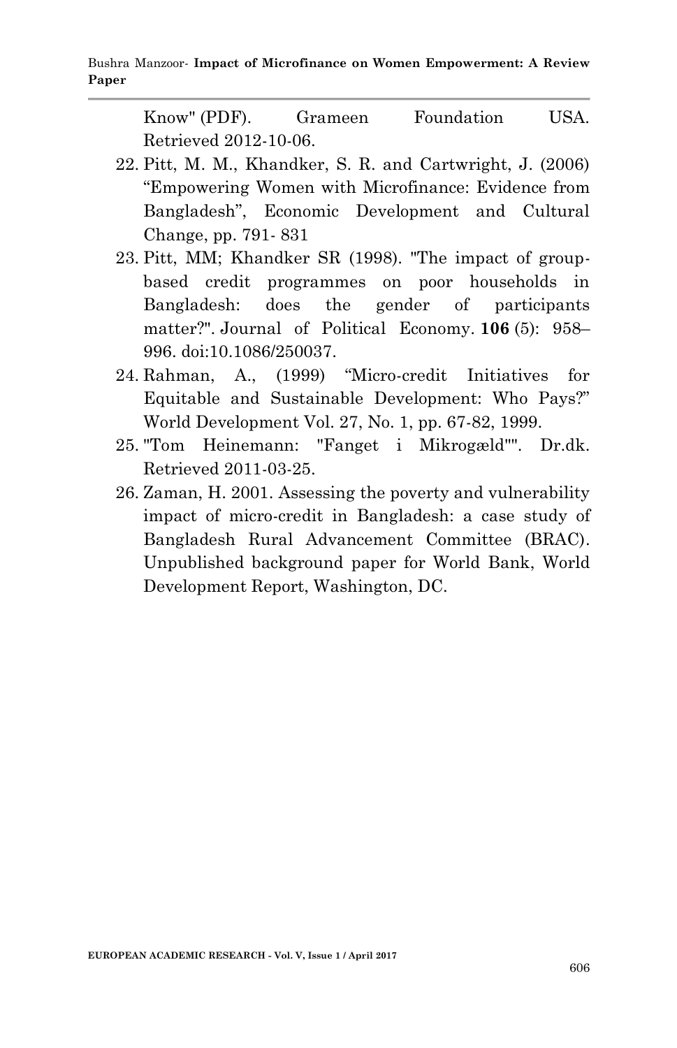Know" (PDF). Grameen Foundation USA. Retrieved 2012-10-06.

22. Pitt, M. M., Khandker, S. R. and Cartwright, J. (2006) "Empowering Women with Microfinance: Evidence from Bangladesh", Economic Development and Cultural Change, pp. 791- 831
23. Pitt, MM; Khandker SR (1998). "The impact of group-based credit programmes on poor households in Bangladesh: does the gender of participants matter?". Journal of Political Economy. **106** (5): 958–996. doi:10.1086/250037.
24. Rahman, A., (1999) "Micro-credit Initiatives for Equitable and Sustainable Development: Who Pays?" World Development Vol. 27, No. 1, pp. 67-82, 1999.
25. "Tom Heinemann: "Fanget i Mikrogæld"". Dr.dk. Retrieved 2011-03-25.
26. Zaman, H. 2001. Assessing the poverty and vulnerability impact of micro-credit in Bangladesh: a case study of Bangladesh Rural Advancement Committee (BRAC). Unpublished background paper for World Bank, World Development Report, Washington, DC.